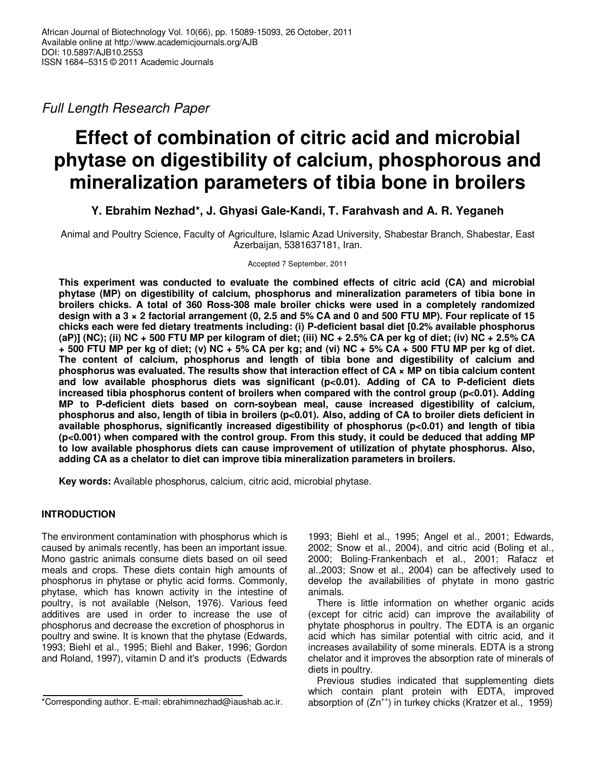Full Length Research Paper

# Effect of combination of citric acid and microbial phytase on digestibility of calcium, phosphorous and mineralization parameters of tibia bone in broilers

**Y. Ebrahim Nezhad\*, J. Ghyasi Gale-Kandi, T. Farahvash and A. R. Yeganeh**

Animal and Poultry Science, Faculty of Agriculture, Islamic Azad University, Shabestar Branch, Shabestar, East Azerbaijan, 5381637181, Iran.

Accepted 7 September, 2011

**This experiment was conducted to evaluate the combined effects of citric acid (CA) and microbial phytase (MP) on digestibility of calcium, phosphorus and mineralization parameters of tibia bone in broilers chicks. A total of 360 Ross-308 male broiler chicks were used in a completely randomized design with a 3 × 2 factorial arrangement (0, 2.5 and 5% CA and 0 and 500 FTU MP). Four replicate of 15 chicks each were fed dietary treatments including: (i) P-deficient basal diet [0.2% available phosphorus (aP)] (NC); (ii) NC + 500 FTU MP per kilogram of diet; (iii) NC + 2.5% CA per kg of diet; (iv) NC + 2.5% CA + 500 FTU MP per kg of diet; (v) NC + 5% CA per kg; and (vi) NC + 5% CA + 500 FTU MP per kg of diet. The content of calcium, phosphorus and length of tibia bone and digestibility of calcium and phosphorus was evaluated. The results show that interaction effect of CA × MP on tibia calcium content and low available phosphorus diets was significant ($p<0.01$). Adding of CA to P-deficient diets increased tibia phosphorus content of broilers when compared with the control group ($p<0.01$). Adding MP to P-deficient diets based on corn-soybean meal, cause increased digestibility of calcium, phosphorus and also, length of tibia in broilers ($p<0.01$). Also, adding of CA to broiler diets deficient in available phosphorus, significantly increased digestibility of phosphorus ($p<0.01$) and length of tibia ($p<0.001$) when compared with the control group. From this study, it could be deduced that adding MP to low available phosphorus diets can cause improvement of utilization of phytate phosphorus. Also, adding CA as a chelator to diet can improve tibia mineralization parameters in broilers.**

**Key words:** Available phosphorus, calcium, citric acid, microbial phytase.

## INTRODUCTION

The environment contamination with phosphorus which is caused by animals recently, has been an important issue. Mono gastric animals consume diets based on oil seed meals and crops. These diets contain high amounts of phosphorus in phytase or phytic acid forms. Commonly, phytase, which has known activity in the intestine of poultry, is not available (Nelson, 1976). Various feed additives are used in order to increase the use of phosphorus and decrease the excretion of phosphorus in poultry and swine. It is known that the phytase (Edwards, 1993; Biehl et al., 1995; Biehl and Baker, 1996; Gordon and Roland, 1997), vitamin D and it's products (Edwards 1993; Biehl et al., 1995; Angel et al., 2001; Edwards, 2002; Snow et al., 2004), and citric acid (Boling et al., 2000; Boling-Frankenbach et al., 2001; Rafacz et al.,2003; Snow et al., 2004) can be affectively used to develop the availabilities of phytate in mono gastric animals.

There is little information on whether organic acids (except for citric acid) can improve the availability of phytate phosphorus in poultry. The EDTA is an organic acid which has similar potential with citric acid, and it increases availability of some minerals. EDTA is a strong chelator and it improves the absorption rate of minerals of diets in poultry.

Previous studies indicated that supplementing diets which contain plant protein with EDTA, improved absorption of ($Zn^{++}$) in turkey chicks (Kratzer et al., 1959)

\*Corresponding author. E-mail: ebrahimnezhad@iaushab.ac.ir.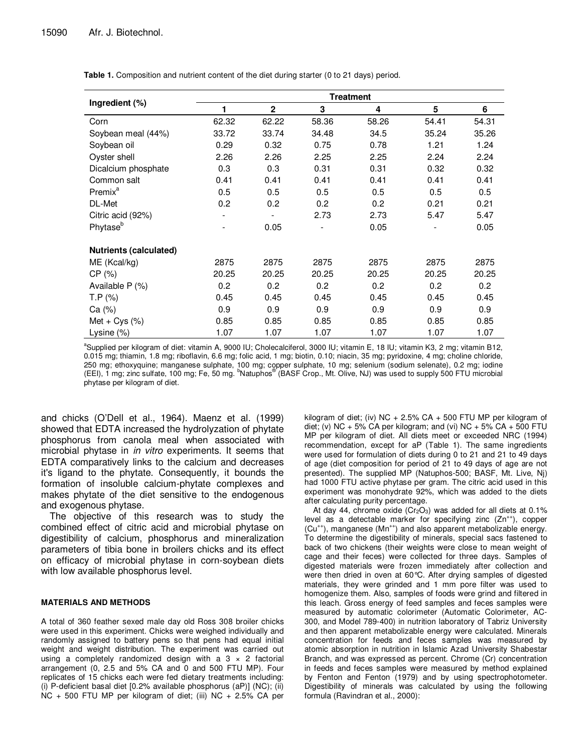**Table 1.** Composition and nutrient content of the diet during starter (0 to 21 days) period.

| Ingredient (%) | Treatment | | | | | |
|---|---|---|---|---|---|---|
| | 1 | 2 | 3 | 4 | 5 | 6 |
| Corn | 62.32 | 62.22 | 58.36 | 58.26 | 54.41 | 54.31 |
| Soybean meal (44%) | 33.72 | 33.74 | 34.48 | 34.5 | 35.24 | 35.26 |
| Soybean oil | 0.29 | 0.32 | 0.75 | 0.78 | 1.21 | 1.24 |
| Oyster shell | 2.26 | 2.26 | 2.25 | 2.25 | 2.24 | 2.24 |
| Dicalcium phosphate | 0.3 | 0.3 | 0.31 | 0.31 | 0.32 | 0.32 |
| Common salt | 0.41 | 0.41 | 0.41 | 0.41 | 0.41 | 0.41 |
| Premix[a] | 0.5 | 0.5 | 0.5 | 0.5 | 0.5 | 0.5 |
| DL-Met | 0.2 | 0.2 | 0.2 | 0.2 | 0.21 | 0.21 |
| Citric acid (92%) | - | - | 2.73 | 2.73 | 5.47 | 5.47 |
| Phytase[b] | - | 0.05 | - | 0.05 | - | 0.05 |
| **Nutrients (calculated)** | | | | | | |
| ME (Kcal/kg) | 2875 | 2875 | 2875 | 2875 | 2875 | 2875 |
| CP (%) | 20.25 | 20.25 | 20.25 | 20.25 | 20.25 | 20.25 |
| Available P (%) | 0.2 | 0.2 | 0.2 | 0.2 | 0.2 | 0.2 |
| T.P (%) | 0.45 | 0.45 | 0.45 | 0.45 | 0.45 | 0.45 |
| Ca (%) | 0.9 | 0.9 | 0.9 | 0.9 | 0.9 | 0.9 |
| Met + Cys (%) | 0.85 | 0.85 | 0.85 | 0.85 | 0.85 | 0.85 |
| Lysine (%) | 1.07 | 1.07 | 1.07 | 1.07 | 1.07 | 1.07 |

[a]Supplied per kilogram of diet: vitamin A, 9000 IU; Cholecalciferol, 3000 IU; vitamin E, 18 IU; vitamin K3, 2 mg; vitamin B12, 0.015 mg; thiamin, 1.8 mg; riboflavin, 6.6 mg; folic acid, 1 mg; biotin, 0.10; niacin, 35 mg; pyridoxine, 4 mg; choline chloride, 250 mg; ethoxyquine; manganese sulphate, 100 mg; copper sulphate, 10 mg; selenium (sodium selenate), 0.2 mg; iodine (EEI), 1 mg; zinc sulfate, 100 mg; Fe, 50 mg. [b]Natuphos® (BASF Crop., Mt. Olive, NJ) was used to supply 500 FTU microbial phytase per kilogram of diet.

and chicks (O'Dell et al., 1964). Maenz et al. (1999) showed that EDTA increased the hydrolyzation of phytate phosphorus from canola meal when associated with microbial phytase in *in vitro* experiments. It seems that EDTA comparatively links to the calcium and decreases it's ligand to the phytate. Consequently, it bounds the formation of insoluble calcium-phytate complexes and makes phytate of the diet sensitive to the endogenous and exogenous phytase.

The objective of this research was to study the combined effect of citric acid and microbial phytase on digestibility of calcium, phosphorus and mineralization parameters of tibia bone in broilers chicks and its effect on efficacy of microbial phytase in corn-soybean diets with low available phosphorus level.

## MATERIALS AND METHODS

A total of 360 feather sexed male day old Ross 308 broiler chicks were used in this experiment. Chicks were weighed individually and randomly assigned to battery pens so that pens had equal initial weight and weight distribution. The experiment was carried out using a completely randomized design with a 3 × 2 factorial arrangement (0, 2.5 and 5% CA and 0 and 500 FTU MP). Four replicates of 15 chicks each were fed dietary treatments including: (i) P-deficient basal diet [0.2% available phosphorus (aP)] (NC); (ii) NC + 500 FTU MP per kilogram of diet; (iii) NC + 2.5% CA per kilogram of diet; (iv) NC + 2.5% CA + 500 FTU MP per kilogram of diet; (v) NC + 5% CA per kilogram; and (vi) NC + 5% CA + 500 FTU MP per kilogram of diet. All diets meet or exceeded NRC (1994) recommendation, except for aP (Table 1). The same ingredients were used for formulation of diets during 0 to 21 and 21 to 49 days of age (diet composition for period of 21 to 49 days of age are not presented). The supplied MP (Natuphos-500; BASF, Mt. Live, Nj) had 1000 FTU active phytase per gram. The citric acid used in this experiment was monohydrate 92%, which was added to the diets after calculating purity percentage.

At day 44, chrome oxide ($Cr_2O_3$) was added for all diets at 0.1% level as a detectable marker for specifying zinc ($Zn^{++}$), copper ($Cu^{++}$), manganese ($Mn^{++}$) and also apparent metabolizable energy. To determine the digestibility of minerals, special sacs fastened to back of two chickens (their weights were close to mean weight of cage and their feces) were collected for three days. Samples of digested materials were frozen immediately after collection and were then dried in oven at 60°C. After drying samples of digested materials, they were grinded and 1 mm pore filter was used to homogenize them. Also, samples of foods were grind and filtered in this leach. Gross energy of feed samples and feces samples were measured by automatic colorimeter (Automatic Colorimeter, AC-300, and Model 789-400) in nutrition laboratory of Tabriz University and then apparent metabolizable energy were calculated. Minerals concentration for feeds and feces samples was measured by atomic absorption in nutrition in Islamic Azad University Shabestar Branch, and was expressed as percent. Chrome (Cr) concentration in feeds and feces samples were measured by method explained by Fenton and Fenton (1979) and by using spectrophotometer. Digestibility of minerals was calculated by using the following formula (Ravindran et al., 2000):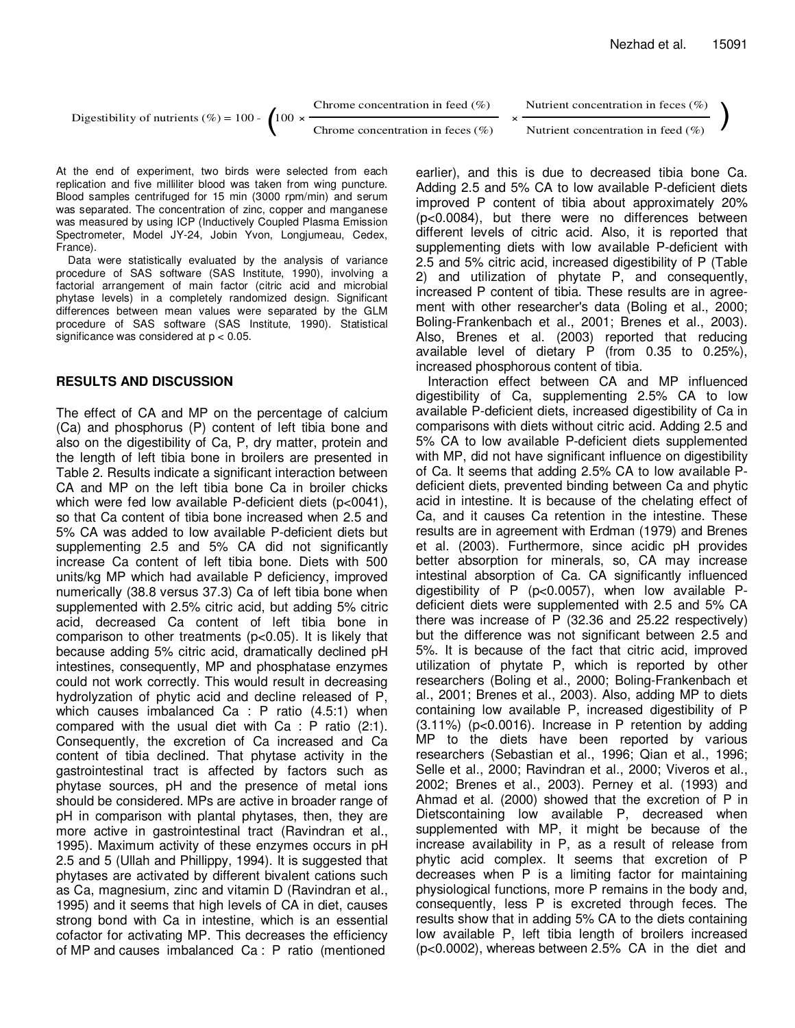$$\text{Digestibility of nutrients (\%)} = 100 - \left(100 \times \frac{\text{Chrome concentration in feed (\%)}}{\text{Chrome concentration in feces (\%)}} \times \frac{\text{Nutrient concentration in feces (\%)}}{\text{Nutrient concentration in feed (\%)}}\right)$$

At the end of experiment, two birds were selected from each replication and five milliliter blood was taken from wing puncture. Blood samples centrifuged for 15 min (3000 rpm/min) and serum was separated. The concentration of zinc, copper and manganese was measured by using ICP (Inductively Coupled Plasma Emission Spectrometer, Model JY-24, Jobin Yvon, Longjumeau, Cedex, France).

Data were statistically evaluated by the analysis of variance procedure of SAS software (SAS Institute, 1990), involving a factorial arrangement of main factor (citric acid and microbial phytase levels) in a completely randomized design. Significant differences between mean values were separated by the GLM procedure of SAS software (SAS Institute, 1990). Statistical significance was considered at $p < 0.05$.

## RESULTS AND DISCUSSION

The effect of CA and MP on the percentage of calcium (Ca) and phosphorus (P) content of left tibia bone and also on the digestibility of Ca, P, dry matter, protein and the length of left tibia bone in broilers are presented in Table 2. Results indicate a significant interaction between CA and MP on the left tibia bone Ca in broiler chicks which were fed low available P-deficient diets ($p<0041$), so that Ca content of tibia bone increased when 2.5 and 5% CA was added to low available P-deficient diets but supplementing 2.5 and 5% CA did not significantly increase Ca content of left tibia bone. Diets with 500 units/kg MP which had available P deficiency, improved numerically (38.8 versus 37.3) Ca of left tibia bone when supplemented with 2.5% citric acid, but adding 5% citric acid, decreased Ca content of left tibia bone in comparison to other treatments ($p<0.05$). It is likely that because adding 5% citric acid, dramatically declined pH intestines, consequently, MP and phosphatase enzymes could not work correctly. This would result in decreasing hydrolyzation of phytic acid and decline released of P, which causes imbalanced Ca : P ratio (4.5:1) when compared with the usual diet with Ca : P ratio (2:1). Consequently, the excretion of Ca increased and Ca content of tibia declined. That phytase activity in the gastrointestinal tract is affected by factors such as phytase sources, pH and the presence of metal ions should be considered. MPs are active in broader range of pH in comparison with plantal phytases, then, they are more active in gastrointestinal tract (Ravindran et al., 1995). Maximum activity of these enzymes occurs in pH 2.5 and 5 (Ullah and Phillippy, 1994). It is suggested that phytases are activated by different bivalent cations such as Ca, magnesium, zinc and vitamin D (Ravindran et al., 1995) and it seems that high levels of CA in diet, causes strong bond with Ca in intestine, which is an essential cofactor for activating MP. This decreases the efficiency of MP and causes imbalanced Ca : P ratio (mentioned earlier), and this is due to decreased tibia bone Ca. Adding 2.5 and 5% CA to low available P-deficient diets improved P content of tibia about approximately 20% ($p<0.0084$), but there were no differences between different levels of citric acid. Also, it is reported that supplementing diets with low available P-deficient with 2.5 and 5% citric acid, increased digestibility of P (Table 2) and utilization of phytate P, and consequently, increased P content of tibia. These results are in agreement with other researcher's data (Boling et al., 2000; Boling-Frankenbach et al., 2001; Brenes et al., 2003). Also, Brenes et al. (2003) reported that reducing available level of dietary P (from 0.35 to 0.25%), increased phosphorous content of tibia.

Interaction effect between CA and MP influenced digestibility of Ca, supplementing 2.5% CA to low available P-deficient diets, increased digestibility of Ca in comparisons with diets without citric acid. Adding 2.5 and 5% CA to low available P-deficient diets supplemented with MP, did not have significant influence on digestibility of Ca. It seems that adding 2.5% CA to low available P-deficient diets, prevented binding between Ca and phytic acid in intestine. It is because of the chelating effect of Ca, and it causes Ca retention in the intestine. These results are in agreement with Erdman (1979) and Brenes et al. (2003). Furthermore, since acidic pH provides better absorption for minerals, so, CA may increase intestinal absorption of Ca. CA significantly influenced digestibility of P ($p<0.0057$), when low available P-deficient diets were supplemented with 2.5 and 5% CA there was increase of P (32.36 and 25.22 respectively) but the difference was not significant between 2.5 and 5%. It is because of the fact that citric acid, improved utilization of phytate P, which is reported by other researchers (Boling et al., 2000; Boling-Frankenbach et al., 2001; Brenes et al., 2003). Also, adding MP to diets containing low available P, increased digestibility of P (3.11%) ($p<0.0016$). Increase in P retention by adding MP to the diets have been reported by various researchers (Sebastian et al., 1996; Qian et al., 1996; Selle et al., 2000; Ravindran et al., 2000; Viveros et al., 2002; Brenes et al., 2003). Perney et al. (1993) and Ahmad et al. (2000) showed that the excretion of P in Dietscontaining low available P, decreased when supplemented with MP, it might be because of the increase availability in P, as a result of release from phytic acid complex. It seems that excretion of P decreases when P is a limiting factor for maintaining physiological functions, more P remains in the body and, consequently, less P is excreted through feces. The results show that in adding 5% CA to the diets containing low available P, left tibia length of broilers increased ($p<0.0002$), whereas between 2.5% CA in the diet and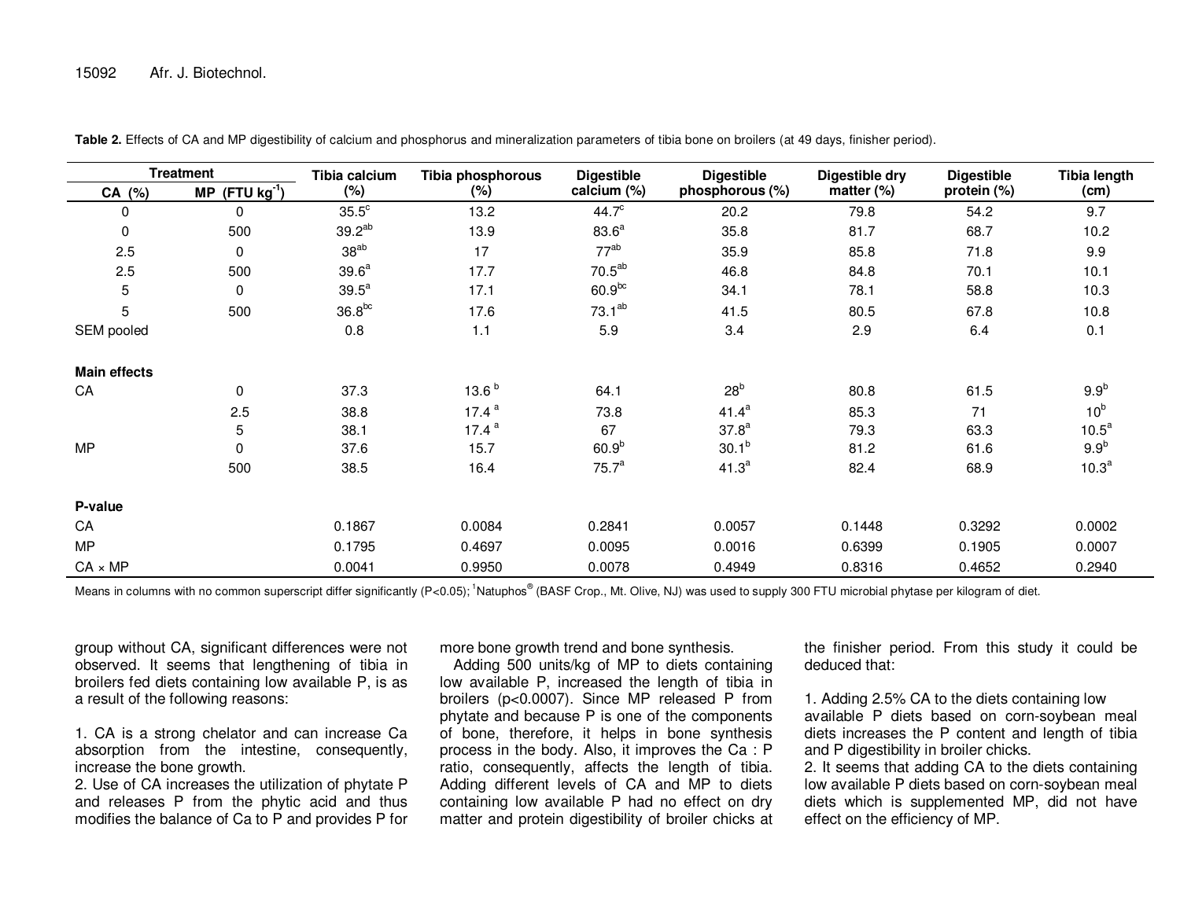**Table 2.** Effects of CA and MP digestibility of calcium and phosphorus and mineralization parameters of tibia bone on broilers (at 49 days, finisher period).

| Treatment | | Tibia calcium (%) | Tibia phosphorous (%) | Digestible calcium (%) | Digestible phosphorous (%) | Digestible dry matter (%) | Digestible protein (%) | Tibia length (cm) |
|---|---|---|---|---|---|---|---|---|
| CA (%) | MP (FTU $kg^{-1}$) | | | | | | | |
| 0 | 0 | $35.5^{c}$ | 13.2 | $44.7^{c}$ | 20.2 | 79.8 | 54.2 | 9.7 |
| 0 | 500 | $39.2^{ab}$ | 13.9 | $83.6^{a}$ | 35.8 | 81.7 | 68.7 | 10.2 |
| 2.5 | 0 | $38^{ab}$ | 17 | $77^{ab}$ | 35.9 | 85.8 | 71.8 | 9.9 |
| 2.5 | 500 | $39.6^{a}$ | 17.7 | $70.5^{ab}$ | 46.8 | 84.8 | 70.1 | 10.1 |
| 5 | 0 | $39.5^{a}$ | 17.1 | $60.9^{bc}$ | 34.1 | 78.1 | 58.8 | 10.3 |
| 5 | 500 | $36.8^{bc}$ | 17.6 | $73.1^{ab}$ | 41.5 | 80.5 | 67.8 | 10.8 |
| SEM pooled | | 0.8 | 1.1 | 5.9 | 3.4 | 2.9 | 6.4 | 0.1 |
| **Main effects** | | | | | | | | |
| CA | 0 | 37.3 | $13.6^{b}$ | 64.1 | $28^{b}$ | 80.8 | 61.5 | $9.9^{b}$ |
| | 2.5 | 38.8 | $17.4^{a}$ | 73.8 | $41.4^{a}$ | 85.3 | 71 | $10^{b}$ |
| | 5 | 38.1 | $17.4^{a}$ | 67 | $37.8^{a}$ | 79.3 | 63.3 | $10.5^{a}$ |
| MP | 0 | 37.6 | 15.7 | $60.9^{b}$ | $30.1^{b}$ | 81.2 | 61.6 | $9.9^{b}$ |
| | 500 | 38.5 | 16.4 | $75.7^{a}$ | $41.3^{a}$ | 82.4 | 68.9 | $10.3^{a}$ |
| **P-value** | | | | | | | | |
| CA | | 0.1867 | 0.0084 | 0.2841 | 0.0057 | 0.1448 | 0.3292 | 0.0002 |
| MP | | 0.1795 | 0.4697 | 0.0095 | 0.0016 | 0.6399 | 0.1905 | 0.0007 |
| CA × MP | | 0.0041 | 0.9950 | 0.0078 | 0.4949 | 0.8316 | 0.4652 | 0.2940 |

Means in columns with no common superscript differ significantly ($P<0.05$); [1]Natuphos® (BASF Crop., Mt. Olive, NJ) was used to supply 300 FTU microbial phytase per kilogram of diet.

group without CA, significant differences were not observed. It seems that lengthening of tibia in broilers fed diets containing low available P, is as a result of the following reasons:

1. CA is a strong chelator and can increase Ca absorption from the intestine, consequently, increase the bone growth.
2. Use of CA increases the utilization of phytate P and releases P from the phytic acid and thus modifies the balance of Ca to P and provides P for more bone growth trend and bone synthesis.

Adding 500 units/kg of MP to diets containing low available P, increased the length of tibia in broilers ($p<0.0007$). Since MP released P from phytate and because P is one of the components of bone, therefore, it helps in bone synthesis process in the body. Also, it improves the Ca : P ratio, consequently, affects the length of tibia. Adding different levels of CA and MP to diets containing low available P had no effect on dry matter and protein digestibility of broiler chicks at the finisher period. From this study it could be deduced that:

1. Adding 2.5% CA to the diets containing low available P diets based on corn-soybean meal diets increases the P content and length of tibia and P digestibility in broiler chicks.
2. It seems that adding CA to the diets containing low available P diets based on corn-soybean meal diets which is supplemented MP, did not have effect on the efficiency of MP.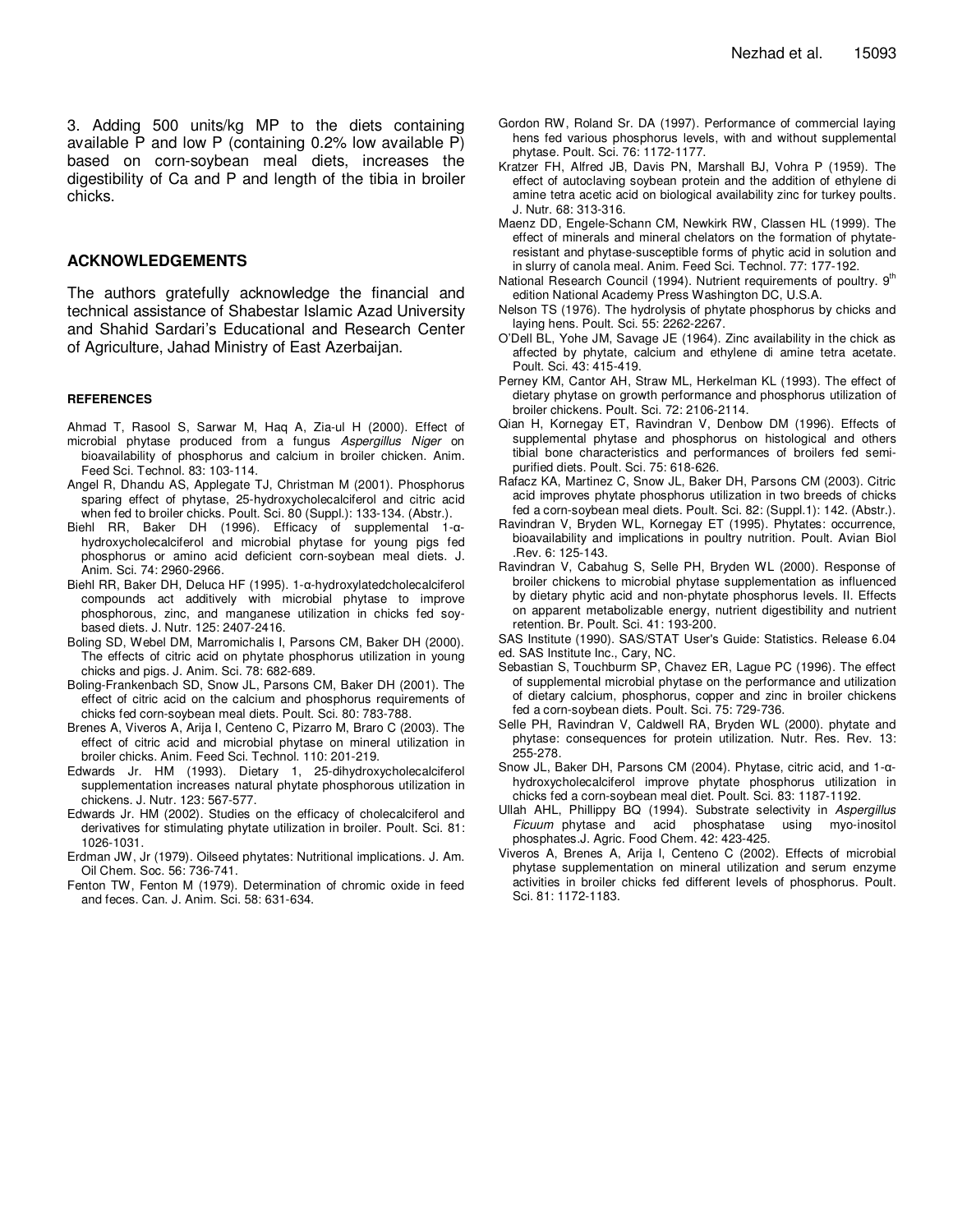3. Adding 500 units/kg MP to the diets containing available P and low P (containing 0.2% low available P) based on corn-soybean meal diets, increases the digestibility of Ca and P and length of the tibia in broiler chicks.

## ACKNOWLEDGEMENTS

The authors gratefully acknowledge the financial and technical assistance of Shabestar Islamic Azad University and Shahid Sardari's Educational and Research Center of Agriculture, Jahad Ministry of East Azerbaijan.

## REFERENCES

Ahmad T, Rasool S, Sarwar M, Haq A, Zia-ul H (2000). Effect of microbial phytase produced from a fungus *Aspergillus Niger* on bioavailability of phosphorus and calcium in broiler chicken. Anim. Feed Sci. Technol. 83: 103-114.

Angel R, Dhandu AS, Applegate TJ, Christman M (2001). Phosphorus sparing effect of phytase, 25-hydroxycholecalciferol and citric acid when fed to broiler chicks. Poult. Sci. 80 (Suppl.): 133-134. (Abstr.).

Biehl RR, Baker DH (1996). Efficacy of supplemental 1-α-hydroxycholecalciferol and microbial phytase for young pigs fed phosphorus or amino acid deficient corn-soybean meal diets. J. Anim. Sci. 74: 2960-2966.

Biehl RR, Baker DH, Deluca HF (1995). 1-α-hydroxylatedcholecalciferol compounds act additively with microbial phytase to improve phosphorous, zinc, and manganese utilization in chicks fed soy-based diets. J. Nutr. 125: 2407-2416.

Boling SD, Webel DM, Marromichalis I, Parsons CM, Baker DH (2000). The effects of citric acid on phytate phosphorus utilization in young chicks and pigs. J. Anim. Sci. 78: 682-689.

Boling-Frankenbach SD, Snow JL, Parsons CM, Baker DH (2001). The effect of citric acid on the calcium and phosphorus requirements of chicks fed corn-soybean meal diets. Poult. Sci. 80: 783-788.

Brenes A, Viveros A, Arija I, Centeno C, Pizarro M, Braro C (2003). The effect of citric acid and microbial phytase on mineral utilization in broiler chicks. Anim. Feed Sci. Technol. 110: 201-219.

Edwards Jr. HM (1993). Dietary 1, 25-dihydroxycholecalciferol supplementation increases natural phytate phosphorous utilization in chickens. J. Nutr. 123: 567-577.

Edwards Jr. HM (2002). Studies on the efficacy of cholecalciferol and derivatives for stimulating phytate utilization in broiler. Poult. Sci. 81: 1026-1031.

Erdman JW, Jr (1979). Oilseed phytates: Nutritional implications. J. Am. Oil Chem. Soc. 56: 736-741.

Fenton TW, Fenton M (1979). Determination of chromic oxide in feed and feces. Can. J. Anim. Sci. 58: 631-634.

Gordon RW, Roland Sr. DA (1997). Performance of commercial laying hens fed various phosphorus levels, with and without supplemental phytase. Poult. Sci. 76: 1172-1177.

Kratzer FH, Alfred JB, Davis PN, Marshall BJ, Vohra P (1959). The effect of autoclaving soybean protein and the addition of ethylene di amine tetra acetic acid on biological availability zinc for turkey poults. J. Nutr. 68: 313-316.

Maenz DD, Engele-Schann CM, Newkirk RW, Classen HL (1999). The effect of minerals and mineral chelators on the formation of phytate-resistant and phytase-susceptible forms of phytic acid in solution and in slurry of canola meal. Anim. Feed Sci. Technol. 77: 177-192.

National Research Council (1994). Nutrient requirements of poultry. 9th edition National Academy Press Washington DC, U.S.A.

Nelson TS (1976). The hydrolysis of phytate phosphorus by chicks and laying hens. Poult. Sci. 55: 2262-2267.

O'Dell BL, Yohe JM, Savage JE (1964). Zinc availability in the chick as affected by phytate, calcium and ethylene di amine tetra acetate. Poult. Sci. 43: 415-419.

Perney KM, Cantor AH, Straw ML, Herkelman KL (1993). The effect of dietary phytase on growth performance and phosphorus utilization of broiler chickens. Poult. Sci. 72: 2106-2114.

Qian H, Kornegay ET, Ravindran V, Denbow DM (1996). Effects of supplemental phytase and phosphorus on histological and others tibial bone characteristics and performances of broilers fed semi-purified diets. Poult. Sci. 75: 618-626.

Rafacz KA, Martinez C, Snow JL, Baker DH, Parsons CM (2003). Citric acid improves phytate phosphorus utilization in two breeds of chicks fed a corn-soybean meal diets. Poult. Sci. 82: (Suppl.1): 142. (Abstr.).

Ravindran V, Bryden WL, Kornegay ET (1995). Phytates: occurrence, bioavailability and implications in poultry nutrition. Poult. Avian Biol .Rev. 6: 125-143.

Ravindran V, Cabahug S, Selle PH, Bryden WL (2000). Response of broiler chickens to microbial phytase supplementation as influenced by dietary phytic acid and non-phytate phosphorus levels. II. Effects on apparent metabolizable energy, nutrient digestibility and nutrient retention. Br. Poult. Sci. 41: 193-200.

SAS Institute (1990). SAS/STAT User's Guide: Statistics. Release 6.04 ed. SAS Institute Inc., Cary, NC.

Sebastian S, Touchburm SP, Chavez ER, Lague PC (1996). The effect of supplemental microbial phytase on the performance and utilization of dietary calcium, phosphorus, copper and zinc in broiler chickens fed a corn-soybean diets. Poult. Sci. 75: 729-736.

Selle PH, Ravindran V, Caldwell RA, Bryden WL (2000). phytate and phytase: consequences for protein utilization. Nutr. Res. Rev. 13: 255-278.

Snow JL, Baker DH, Parsons CM (2004). Phytase, citric acid, and 1-α-hydroxycholecalciferol improve phytate phosphorus utilization in chicks fed a corn-soybean meal diet. Poult. Sci. 83: 1187-1192.

Ullah AHL, Phillippy BQ (1994). Substrate selectivity in *Aspergillus Ficuum* phytase and acid phosphatase using myo-inositol phosphates.J. Agric. Food Chem. 42: 423-425.

Viveros A, Brenes A, Arija I, Centeno C (2002). Effects of microbial phytase supplementation on mineral utilization and serum enzyme activities in broiler chicks fed different levels of phosphorus. Poult. Sci. 81: 1172-1183.